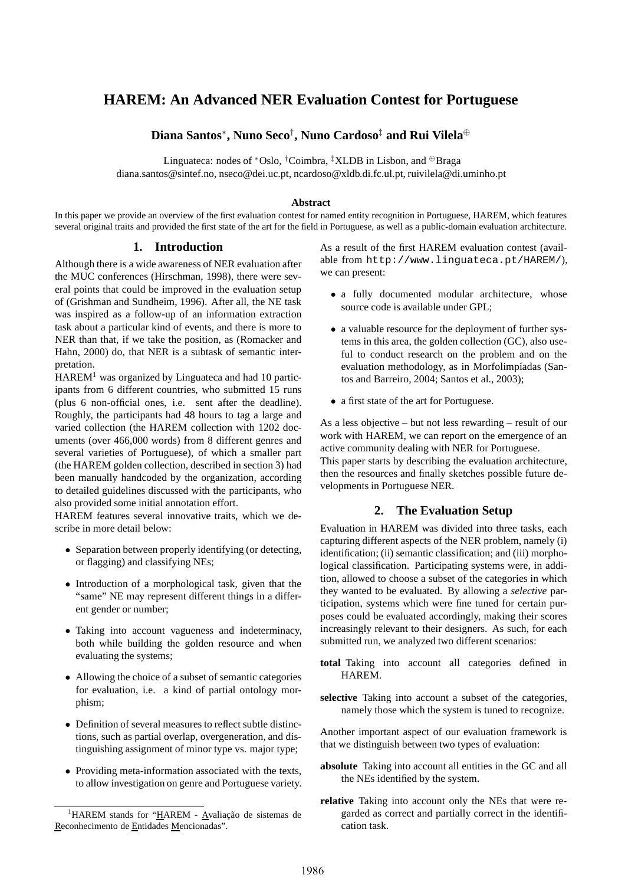# HAREM: An Advanced NER Evaluation Contest for Portuguese

**Diana Santos***, **Nuno Seco**†, **Nuno Cardoso**‡ **and Rui Vilela**⊕

Linguateca: nodes of *Oslo, †Coimbra, ‡XLDB in Lisbon, and ⊕Braga
diana.santos@sintef.no, nseco@dei.uc.pt, ncardoso@xldb.di.fc.ul.pt, ruivilela@di.uminho.pt

**Abstract**

In this paper we provide an overview of the first evaluation contest for named entity recognition in Portuguese, HAREM, which features several original traits and provided the first state of the art for the field in Portuguese, as well as a public-domain evaluation architecture.

## 1. Introduction

Although there is a wide awareness of NER evaluation after the MUC conferences (Hirschman, 1998), there were several points that could be improved in the evaluation setup of (Grishman and Sundheim, 1996). After all, the NE task was inspired as a follow-up of an information extraction task about a particular kind of events, and there is more to NER than that, if we take the position, as (Romacker and Hahn, 2000) do, that NER is a subtask of semantic interpretation.

HAREM[1] was organized by Linguateca and had 10 participants from 6 different countries, who submitted 15 runs (plus 6 non-official ones, i.e. sent after the deadline). Roughly, the participants had 48 hours to tag a large and varied collection (the HAREM collection with 1202 documents (over 466,000 words) from 8 different genres and several varieties of Portuguese), of which a smaller part (the HAREM golden collection, described in section 3) had been manually handcoded by the organization, according to detailed guidelines discussed with the participants, who also provided some initial annotation effort.

HAREM features several innovative traits, which we describe in more detail below:

- Separation between properly identifying (or detecting, or flagging) and classifying NEs;
- Introduction of a morphological task, given that the "same" NE may represent different things in a different gender or number;
- Taking into account vagueness and indeterminacy, both while building the golden resource and when evaluating the systems;
- Allowing the choice of a subset of semantic categories for evaluation, i.e. a kind of partial ontology morphism;
- Definition of several measures to reflect subtle distinctions, such as partial overlap, overgeneration, and distinguishing assignment of minor type vs. major type;
- Providing meta-information associated with the texts, to allow investigation on genre and Portuguese variety.

[1] HAREM stands for "HAREM - Avaliação de sistemas de Reconhecimento de Entidades Mencionadas".

As a result of the first HAREM evaluation contest (available from `http://www.linguateca.pt/HAREM/`), we can present:

- a fully documented modular architecture, whose source code is available under GPL;
- a valuable resource for the deployment of further systems in this area, the golden collection (GC), also useful to conduct research on the problem and on the evaluation methodology, as in Morfolimpíadas (Santos and Barreiro, 2004; Santos et al., 2003);
- a first state of the art for Portuguese.

As a less objective – but not less rewarding – result of our work with HAREM, we can report on the emergence of an active community dealing with NER for Portuguese.

This paper starts by describing the evaluation architecture, then the resources and finally sketches possible future developments in Portuguese NER.

## 2. The Evaluation Setup

Evaluation in HAREM was divided into three tasks, each capturing different aspects of the NER problem, namely (i) identification; (ii) semantic classification; and (iii) morphological classification. Participating systems were, in addition, allowed to choose a subset of the categories in which they wanted to be evaluated. By allowing a *selective* participation, systems which were fine tuned for certain purposes could be evaluated accordingly, making their scores increasingly relevant to their designers. As such, for each submitted run, we analyzed two different scenarios:

**total** Taking into account all categories defined in HAREM.

**selective** Taking into account a subset of the categories, namely those which the system is tuned to recognize.

Another important aspect of our evaluation framework is that we distinguish between two types of evaluation:

**absolute** Taking into account all entities in the GC and all the NEs identified by the system.

**relative** Taking into account only the NEs that were regarded as correct and partially correct in the identification task.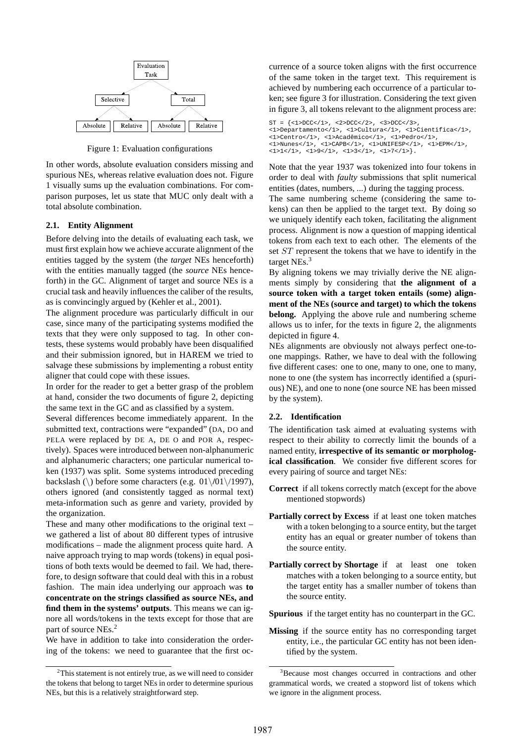Evaluation Task

Selective | Total

Absolute | Relative | Absolute | Relative

Figure 1: Evaluation configurations

In other words, absolute evaluation considers missing and spurious NEs, whereas relative evaluation does not. Figure 1 visually sums up the evaluation combinations. For comparison purposes, let us state that MUC only dealt with a total absolute combination.

### 2.1. Entity Alignment

Before delving into the details of evaluating each task, we must first explain how we achieve accurate alignment of the entities tagged by the system (the *target* NEs henceforth) with the entities manually tagged (the *source* NEs henceforth) in the GC. Alignment of target and source NEs is a crucial task and heavily influences the caliber of the results, as is convincingly argued by (Kehler et al., 2001).

The alignment procedure was particularly difficult in our case, since many of the participating systems modified the texts that they were only supposed to tag. In other contests, these systems would probably have been disqualified and their submission ignored, but in HAREM we tried to salvage these submissions by implementing a robust entity aligner that could cope with these issues.

In order for the reader to get a better grasp of the problem at hand, consider the two documents of figure 2, depicting the same text in the GC and as classified by a system.

Several differences become immediately apparent. In the submitted text, contractions were "expanded" (DA, DO and PELA were replaced by DE A, DE O and POR A, respectively). Spaces were introduced between non-alphanumeric and alphanumeric characters; one particular numerical token (1937) was split. Some systems introduced preceding backslash (\) before some characters (e.g. 01\/01\/1997), others ignored (and consistently tagged as normal text) meta-information such as genre and variety, provided by the organization.

These and many other modifications to the original text – we gathered a list of about 80 different types of intrusive modifications – made the alignment process quite hard. A naive approach trying to map words (tokens) in equal positions of both texts would be deemed to fail. We had, therefore, to design software that could deal with this in a robust fashion. The main idea underlying our approach was **to concentrate on the strings classified as source NEs, and find them in the systems' outputs**. This means we can ignore all words/tokens in the texts except for those that are part of source NEs.[2]

We have in addition to take into consideration the ordering of the tokens: we need to guarantee that the first occurrence of a source token aligns with the first occurrence of the same token in the target text. This requirement is achieved by numbering each occurrence of a particular token; see figure 3 for illustration. Considering the text given in figure 3, all tokens relevant to the alignment process are:

```
ST = {<1>DCC</1>, <2>DCC</2>, <3>DCC</3>,
<1>Departamento</1>, <1>Cultura</1>, <1>Científica</1>,
<1>Centro</1>, <1>Acadêmico</1>, <1>Pedro</1>,
<1>Nunes</1>, <1>CAPB</1>, <1>UNIFESP</1>, <1>EPM</1>,
<1>1</1>, <1>9</1>, <1>3</1>, <1>7</1>}.
```

Note that the year 1937 was tokenized into four tokens in order to deal with *faulty* submissions that split numerical entities (dates, numbers, ...) during the tagging process.

The same numbering scheme (considering the same tokens) can then be applied to the target text. By doing so we uniquely identify each token, facilitating the alignment process. Alignment is now a question of mapping identical tokens from each text to each other. The elements of the set $ST$ represent the tokens that we have to identify in the target NEs.[3]

By aligning tokens we may trivially derive the NE alignments simply by considering that **the alignment of a source token with a target token entails (some) alignment of the NEs (source and target) to which the tokens belong.** Applying the above rule and numbering scheme allows us to infer, for the texts in figure 2, the alignments depicted in figure 4.

NEs alignments are obviously not always perfect one-to-one mappings. Rather, we have to deal with the following five different cases: one to one, many to one, one to many, none to one (the system has incorrectly identified a (spurious) NE), and one to none (one source NE has been missed by the system).

### 2.2. Identification

The identification task aimed at evaluating systems with respect to their ability to correctly limit the bounds of a named entity, **irrespective of its semantic or morphological classification**. We consider five different scores for every pairing of source and target NEs:

- **Correct** if all tokens correctly match (except for the above mentioned stopwords)
- **Partially correct by Excess** if at least one token matches with a token belonging to a source entity, but the target entity has an equal or greater number of tokens than the source entity.
- **Partially correct by Shortage** if at least one token matches with a token belonging to a source entity, but the target entity has a smaller number of tokens than the source entity.
- **Spurious** if the target entity has no counterpart in the GC.
- **Missing** if the source entity has no corresponding target entity, i.e., the particular GC entity has not been identified by the system.

[2] This statement is not entirely true, as we will need to consider the tokens that belong to target NEs in order to determine spurious NEs, but this is a relatively straightforward step.

[3] Because most changes occurred in contractions and other grammatical words, we created a stopword list of tokens which we ignore in the alignment process.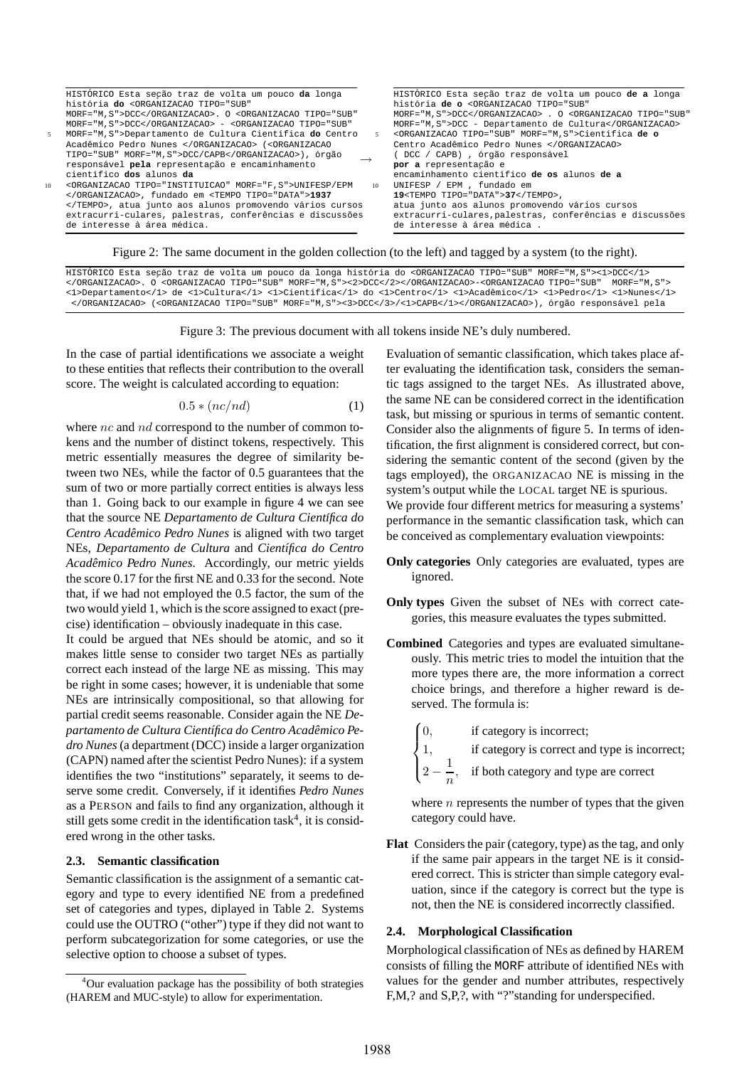```
HISTÓRICO Esta seção traz de volta um pouco da longa
história do <ORGANIZACAO TIPO="SUB"
MORF="M,S">DCC</ORGANIZACAO>. O <ORGANIZACAO TIPO="SUB"
MORF="M,S">DCC</ORGANIZACAO> - <ORGANIZACAO TIPO="SUB"
MORF="M,S">Departamento de Cultura Científica do Centro
Acadêmico Pedro Nunes </ORGANIZACAO> (<ORGANIZACAO
TIPO="SUB" MORF="M,S">DCC/CAPB</ORGANIZACAO>), órgão
responsável pela representação e encaminhamento
científico dos alunos da
<ORGANIZACAO TIPO="INSTITUICAO" MORF="F,S">UNIFESP/EPM
</ORGANIZACAO>, fundado em <TEMPO TIPO="DATA">1937
</TEMPO>, atua junto aos alunos promovendo vários cursos
extracurri-culares, palestras, conferências e discussões
de interesse à área médica.
```

→

```
HISTÓRICO Esta seção traz de volta um pouco de a longa
história de o <ORGANIZACAO TIPO="SUB"
MORF="M,S">DCC</ORGANIZACAO> . O <ORGANIZACAO TIPO="SUB"
MORF="M,S">DCC - Departamento de Cultura</ORGANIZACAO>
<ORGANIZACAO TIPO="SUB" MORF="M,S">Científica de o
Centro Acadêmico Pedro Nunes </ORGANIZACAO>
( DCC / CAPB) , órgão responsável
por a representação e
encaminhamento científico de os alunos de a
UNIFESP / EPM , fundado em
19<TEMPO TIPO="DATA">37</TEMPO>,
atua junto aos alunos promovendo vários cursos
extracurri-culares,palestras, conferências e discussões
de interesse à área médica .
```

Figure 2: The same document in the golden collection (to the left) and tagged by a system (to the right).

```
HISTÓRICO Esta seção traz de volta um pouco da longa história do <ORGANIZACAO TIPO="SUB" MORF="M,S"><1>DCC</1>
</ORGANIZACAO>. O <ORGANIZACAO TIPO="SUB" MORF="M,S"><2>DCC</2></ORGANIZACAO>-<ORGANIZACAO TIPO="SUB" MORF="M,S">
<1>Departamento</1> de <1>Cultura</1> <1>Científica</1> do <1>Centro</1> <1>Acadêmico</1> <1>Pedro</1> <1>Nunes</1>
</ORGANIZACAO> (<ORGANIZACAO TIPO="SUB" MORF="M,S"><3>DCC</3>/<1>CAPB</1></ORGANIZACAO>), órgão responsável pela
```

Figure 3: The previous document with all tokens inside NE's duly numbered.

In the case of partial identifications we associate a weight to these entities that reflects their contribution to the overall score. The weight is calculated according to equation:

$$0.5 * (nc/nd) \tag{1}$$

where $nc$ and $nd$ correspond to the number of common tokens and the number of distinct tokens, respectively. This metric essentially measures the degree of similarity between two NEs, while the factor of 0.5 guarantees that the sum of two or more partially correct entities is always less than 1. Going back to our example in figure 4 we can see that the source NE *Departamento de Cultura Científica do Centro Acadêmico Pedro Nunes* is aligned with two target NEs, *Departamento de Cultura* and *Científica do Centro Acadêmico Pedro Nunes*. Accordingly, our metric yields the score 0.17 for the first NE and 0.33 for the second. Note that, if we had not employed the 0.5 factor, the sum of the two would yield 1, which is the score assigned to exact (precise) identification – obviously inadequate in this case.

It could be argued that NEs should be atomic, and so it makes little sense to consider two target NEs as partially correct each instead of the large NE as missing. This may be right in some cases; however, it is undeniable that some NEs are intrinsically compositional, so that allowing for partial credit seems reasonable. Consider again the NE *Departamento de Cultura Científica do Centro Acadêmico Pedro Nunes* (a department (DCC) inside a larger organization (CAPN) named after the scientist Pedro Nunes): if a system identifies the two "institutions" separately, it seems to deserve some credit. Conversely, if it identifies *Pedro Nunes* as a PERSON and fails to find any organization, although it still gets some credit in the identification task[4], it is considered wrong in the other tasks.

### 2.3. Semantic classification

Semantic classification is the assignment of a semantic category and type to every identified NE from a predefined set of categories and types, diplayed in Table 2. Systems could use the OUTRO ("other") type if they did not want to perform subcategorization for some categories, or use the selective option to choose a subset of types.

Evaluation of semantic classification, which takes place after evaluating the identification task, considers the semantic tags assigned to the target NEs. As illustrated above, the same NE can be considered correct in the identification task, but missing or spurious in terms of semantic content. Consider also the alignments of figure 5. In terms of identification, the first alignment is considered correct, but considering the semantic content of the second (given by the tags employed), the ORGANIZACAO NE is missing in the system's output while the LOCAL target NE is spurious.

We provide four different metrics for measuring a systems' performance in the semantic classification task, which can be conceived as complementary evaluation viewpoints:

- **Only categories** Only categories are evaluated, types are ignored.
- **Only types** Given the subset of NEs with correct categories, this measure evaluates the types submitted.
- **Combined** Categories and types are evaluated simultaneously. This metric tries to model the intuition that the more types there are, the more information a correct choice brings, and therefore a higher reward is deserved. The formula is:

$$\begin{cases} 0, & \text{if category is incorrect;} \\ 1, & \text{if category is correct and type is incorrect;} \\ 2 - \dfrac{1}{n}, & \text{if both category and type are correct} \end{cases}$$

  where $n$ represents the number of types that the given category could have.
- **Flat** Considers the pair (category, type) as the tag, and only if the same pair appears in the target NE is it considered correct. This is stricter than simple category evaluation, since if the category is correct but the type is not, then the NE is considered incorrectly classified.

### 2.4. Morphological Classification

Morphological classification of NEs as defined by HAREM consists of filling the MORF attribute of identified NEs with values for the gender and number attributes, respectively F,M,? and S,P,?, with "?"standing for underspecified.

[4] Our evaluation package has the possibility of both strategies (HAREM and MUC-style) to allow for experimentation.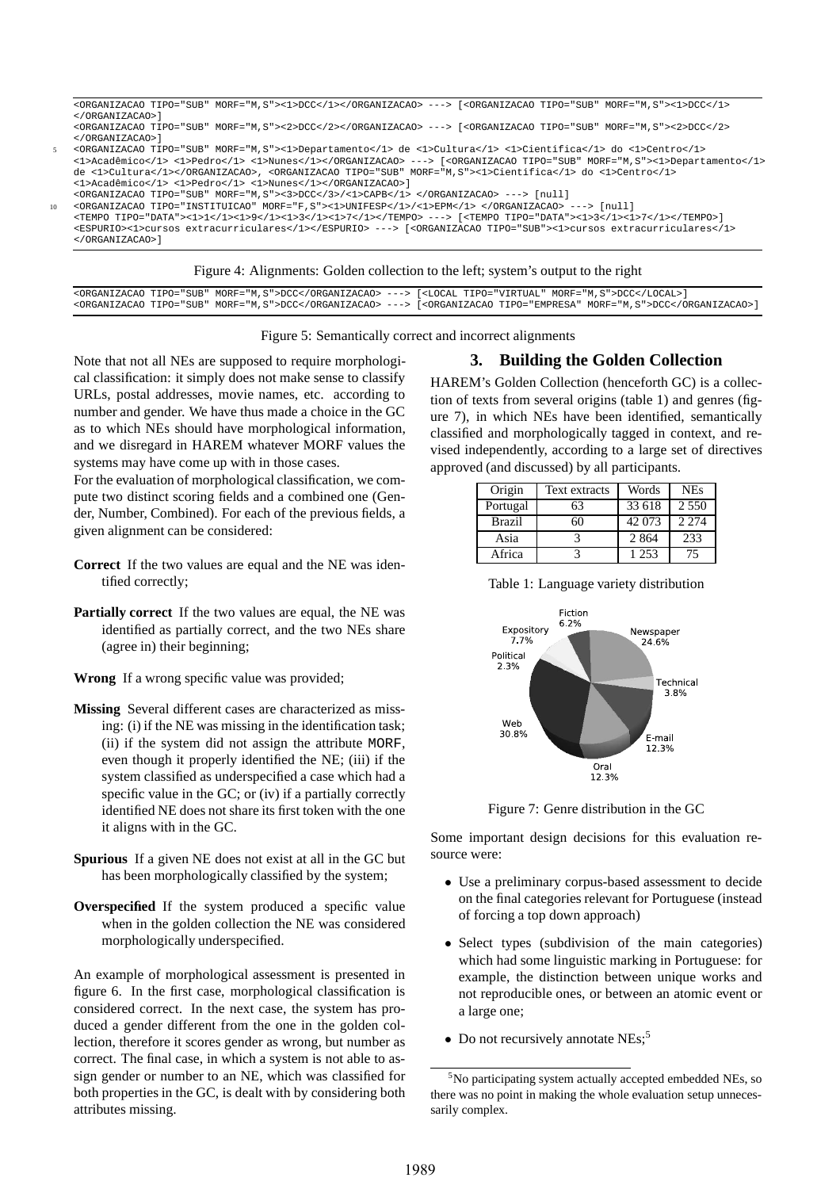```
<ORGANIZACAO TIPO="SUB" MORF="M,S"><1>DCC</1></ORGANIZACAO> ---> [<ORGANIZACAO TIPO="SUB" MORF="M,S"><1>DCC</1>
</ORGANIZACAO>]
<ORGANIZACAO TIPO="SUB" MORF="M,S"><2>DCC</2></ORGANIZACAO> ---> [<ORGANIZACAO TIPO="SUB" MORF="M,S"><2>DCC</2>
</ORGANIZACAO>]
<ORGANIZACAO TIPO="SUB" MORF="M,S"><1>Departamento</1> de <1>Cultura</1> <1>Cientifica</1> do <1>Centro</1>
<1>Acadêmico</1> <1>Pedro</1> <1>Nunes</1></ORGANIZACAO> ---> [<ORGANIZACAO TIPO="SUB" MORF="M,S"><1>Departamento</1>
de <1>Cultura</1></ORGANIZACAO>, <ORGANIZACAO TIPO="SUB" MORF="M,S"><1>Cientifica</1> do <1>Centro</1>
<1>Acadêmico</1> <1>Pedro</1> <1>Nunes</1></ORGANIZACAO>]
<ORGANIZACAO TIPO="SUB" MORF="M,S"><3>DCC</3>/<1>CAPB</1> </ORGANIZACAO> ---> [null]
<ORGANIZACAO TIPO="INSTITUICAO" MORF="F,S"><1>UNIFESP</1>/<1>EPM</1> </ORGANIZACAO> ---> [null]
<TEMPO TIPO="DATA"><1>1</1><1>9</1><1>3</1><1>7</1></TEMPO> ---> [<TEMPO TIPO="DATA"><1>3</1><1>7</1></TEMPO>]
<ESPURIO><1>cursos extracurriculares</1></ESPURIO> ---> [<ORGANIZACAO TIPO="SUB"><1>cursos extracurriculares</1>
</ORGANIZACAO>]
```

Figure 4: Alignments: Golden collection to the left; system's output to the right

```
<ORGANIZACAO TIPO="SUB" MORF="M,S">DCC</ORGANIZACAO> ---> [<LOCAL TIPO="VIRTUAL" MORF="M,S">DCC</LOCAL>]
<ORGANIZACAO TIPO="SUB" MORF="M,S">DCC</ORGANIZACAO> ---> [<ORGANIZACAO TIPO="EMPRESA" MORF="M,S">DCC</ORGANIZACAO>]
```

Figure 5: Semantically correct and incorrect alignments

Note that not all NEs are supposed to require morphological classification: it simply does not make sense to classify URLs, postal addresses, movie names, etc. according to number and gender. We have thus made a choice in the GC as to which NEs should have morphological information, and we disregard in HAREM whatever MORF values the systems may have come up with in those cases.

For the evaluation of morphological classification, we compute two distinct scoring fields and a combined one (Gender, Number, Combined). For each of the previous fields, a given alignment can be considered:

**Correct** If the two values are equal and the NE was identified correctly;

**Partially correct** If the two values are equal, the NE was identified as partially correct, and the two NEs share (agree in) their beginning;

**Wrong** If a wrong specific value was provided;

**Missing** Several different cases are characterized as missing: (i) if the NE was missing in the identification task; (ii) if the system did not assign the attribute MORF, even though it properly identified the NE; (iii) if the system classified as underspecified a case which had a specific value in the GC; or (iv) if a partially correctly identified NE does not share its first token with the one it aligns with in the GC.

**Spurious** If a given NE does not exist at all in the GC but has been morphologically classified by the system;

**Overspecified** If the system produced a specific value when in the golden collection the NE was considered morphologically underspecified.

An example of morphological assessment is presented in figure 6. In the first case, morphological classification is considered correct. In the next case, the system has produced a gender different from the one in the golden collection, therefore it scores gender as wrong, but number as correct. The final case, in which a system is not able to assign gender or number to an NE, which was classified for both properties in the GC, is dealt with by considering both attributes missing.

## 3. Building the Golden Collection

HAREM's Golden Collection (henceforth GC) is a collection of texts from several origins (table 1) and genres (figure 7), in which NEs have been identified, semantically classified and morphologically tagged in context, and revised independently, according to a large set of directives approved (and discussed) by all participants.

| Origin | Text extracts | Words | NEs |
|---|---|---|---|
| Portugal | 63 | 33 618 | 2 550 |
| Brazil | 60 | 42 073 | 2 274 |
| Asia | 3 | 2 864 | 233 |
| Africa | 3 | 1 253 | 75 |

Table 1: Language variety distribution

Figure 7: Genre distribution in the GC

Some important design decisions for this evaluation resource were:

- Use a preliminary corpus-based assessment to decide on the final categories relevant for Portuguese (instead of forcing a top down approach)
- Select types (subdivision of the main categories) which had some linguistic marking in Portuguese: for example, the distinction between unique works and not reproducible ones, or between an atomic event or a large one;
- Do not recursively annotate NEs;[5]

[5] No participating system actually accepted embedded NEs, so there was no point in making the whole evaluation setup unnecessarily complex.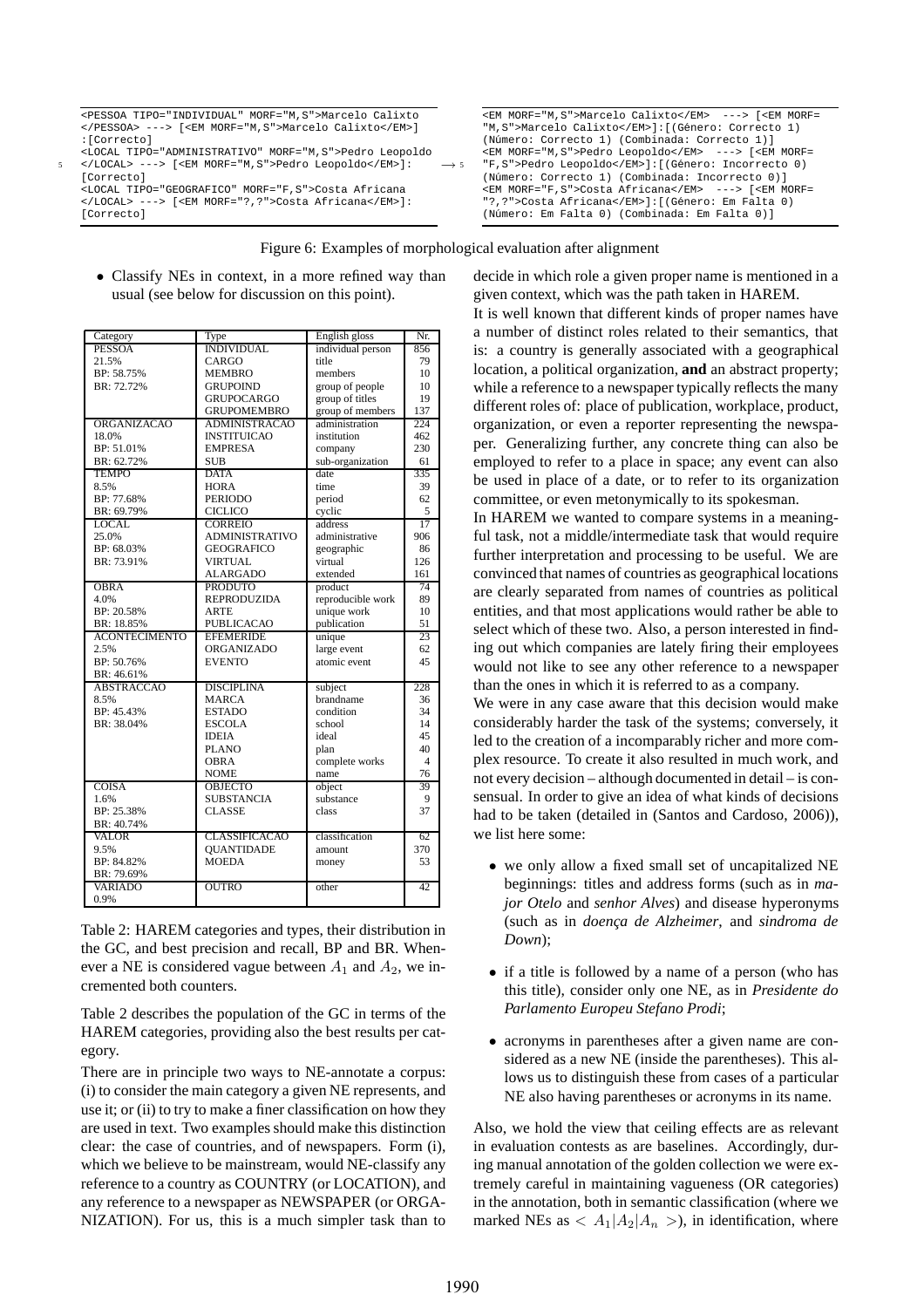```
<PESSOA TIPO="INDIVIDUAL" MORF="M,S">Marcelo Calixto
</PESSOA> ---> [<EM MORF="M,S">Marcelo Calixto</EM>]
:[Correcto]
<LOCAL TIPO="ADMINISTRATIVO" MORF="M,S">Pedro Leopoldo
</LOCAL> ---> [<EM MORF="M,S">Pedro Leopoldo</EM>]:
[Correcto]
<LOCAL TIPO="GEOGRAFICO" MORF="F,S">Costa Africana
</LOCAL> ---> [<EM MORF="?,?">Costa Africana</EM>]:
[Correcto]
```

$\longrightarrow$

```
<EM MORF="M,S">Marcelo Calixto</EM>  ---> [<EM MORF=
"M,S">Marcelo Calixto</EM>]:[(Género: Correcto 1)
(Número: Correcto 1) (Combinada: Correcto 1)]
<EM MORF="M,S">Pedro Leopoldo</EM>  ---> [<EM MORF=
"F,S">Pedro Leopoldo</EM>]:[(Género: Incorrecto 0)
(Número: Correcto 1) (Combinada: Incorrecto 0)]
<EM MORF="F,S">Costa Africana</EM>  ---> [<EM MORF=
"?,?">Costa Africana</EM>]:[(Género: Em Falta 0)
(Número: Em Falta 0) (Combinada: Em Falta 0)]
```

Figure 6: Examples of morphological evaluation after alignment

- Classify NEs in context, in a more refined way than usual (see below for discussion on this point).

| Category | Type | English gloss | Nr. |
|---|---|---|---|
| PESSOA | INDIVIDUAL | individual person | 856 |
| 21.5% | CARGO | title | 79 |
| BP: 58.75% | MEMBRO | members | 10 |
| BR: 72.72% | GRUPOIND | group of people | 10 |
| | GRUPOCARGO | group of titles | 19 |
| | GRUPOMEMBRO | group of members | 137 |
| ORGANIZACAO | ADMINISTRACAO | administration | 224 |
| 18.0% | INSTITUICAO | institution | 462 |
| BP: 51.01% | EMPRESA | company | 230 |
| BR: 62.72% | SUB | sub-organization | 61 |
| TEMPO | DATA | date | 335 |
| 8.5% | HORA | time | 39 |
| BP: 77.68% | PERIODO | period | 62 |
| BR: 69.79% | CICLICO | cyclic | 5 |
| LOCAL | CORREIO | address | 17 |
| 25.0% | ADMINISTRATIVO | administrative | 906 |
| BP: 68.03% | GEOGRAFICO | geographic | 86 |
| BR: 73.91% | VIRTUAL | virtual | 126 |
| | ALARGADO | extended | 161 |
| OBRA | PRODUTO | product | 74 |
| 4.0% | REPRODUZIDA | reproducible work | 89 |
| BP: 20.58% | ARTE | unique work | 10 |
| BR: 18.85% | PUBLICACAO | publication | 51 |
| ACONTECIMENTO | EFEMERIDE | unique | 23 |
| 2.5% | ORGANIZADO | large event | 62 |
| BP: 50.76% | EVENTO | atomic event | 45 |
| BR: 46.61% | | | |
| ABSTRACCAO | DISCIPLINA | subject | 228 |
| 8.5% | MARCA | brandname | 36 |
| BP: 45.43% | ESTADO | condition | 34 |
| BR: 38.04% | ESCOLA | school | 14 |
| | IDEIA | ideal | 45 |
| | PLANO | plan | 40 |
| | OBRA | complete works | 4 |
| | NOME | name | 76 |
| COISA | OBJECTO | object | 39 |
| 1.6% | SUBSTANCIA | substance | 9 |
| BP: 25.38% | CLASSE | class | 37 |
| BR: 40.74% | | | |
| VALOR | CLASSIFICACAO | classification | 62 |
| 9.5% | QUANTIDADE | amount | 370 |
| BP: 84.82% | MOEDA | money | 53 |
| BR: 79.69% | | | |
| VARIADO | OUTRO | other | 42 |
| 0.9% | | | |

Table 2: HAREM categories and types, their distribution in the GC, and best precision and recall, BP and BR. Whenever a NE is considered vague between $A_1$ and $A_2$, we incremented both counters.

Table 2 describes the population of the GC in terms of the HAREM categories, providing also the best results per category.

There are in principle two ways to NE-annotate a corpus: (i) to consider the main category a given NE represents, and use it; or (ii) to try to make a finer classification on how they are used in text. Two examples should make this distinction clear: the case of countries, and of newspapers. Form (i), which we believe to be mainstream, would NE-classify any reference to a country as COUNTRY (or LOCATION), and any reference to a newspaper as NEWSPAPER (or ORGANIZATION). For us, this is a much simpler task than to decide in which role a given proper name is mentioned in a given context, which was the path taken in HAREM.

It is well known that different kinds of proper names have a number of distinct roles related to their semantics, that is: a country is generally associated with a geographical location, a political organization, **and** an abstract property; while a reference to a newspaper typically reflects the many different roles of: place of publication, workplace, product, organization, or even a reporter representing the newspaper. Generalizing further, any concrete thing can also be employed to refer to a place in space; any event can also be used in place of a date, or to refer to its organization committee, or even metonymically to its spokesman.

In HAREM we wanted to compare systems in a meaningful task, not a middle/intermediate task that would require further interpretation and processing to be useful. We are convinced that names of countries as geographical locations are clearly separated from names of countries as political entities, and that most applications would rather be able to select which of these two. Also, a person interested in finding out which companies are lately firing their employees would not like to see any other reference to a newspaper than the ones in which it is referred to as a company.

We were in any case aware that this decision would make considerably harder the task of the systems; conversely, it led to the creation of a incomparably richer and more complex resource. To create it also resulted in much work, and not every decision – although documented in detail – is consensual. In order to give an idea of what kinds of decisions had to be taken (detailed in (Santos and Cardoso, 2006)), we list here some:

- we only allow a fixed small set of uncapitalized NE beginnings: titles and address forms (such as in *major Otelo* and *senhor Alves*) and disease hyperonyms (such as in *doença de Alzheimer*, and *sindroma de Down*);
- if a title is followed by a name of a person (who has this title), consider only one NE, as in *Presidente do Parlamento Europeu Stefano Prodi*;
- acronyms in parentheses after a given name are considered as a new NE (inside the parentheses). This allows us to distinguish these from cases of a particular NE also having parentheses or acronyms in its name.

Also, we hold the view that ceiling effects are as relevant in evaluation contests as are baselines. Accordingly, during manual annotation of the golden collection we were extremely careful in maintaining vagueness (OR categories) in the annotation, both in semantic classification (where we marked NEs as $< A_1|A_2|A_n >$), in identification, where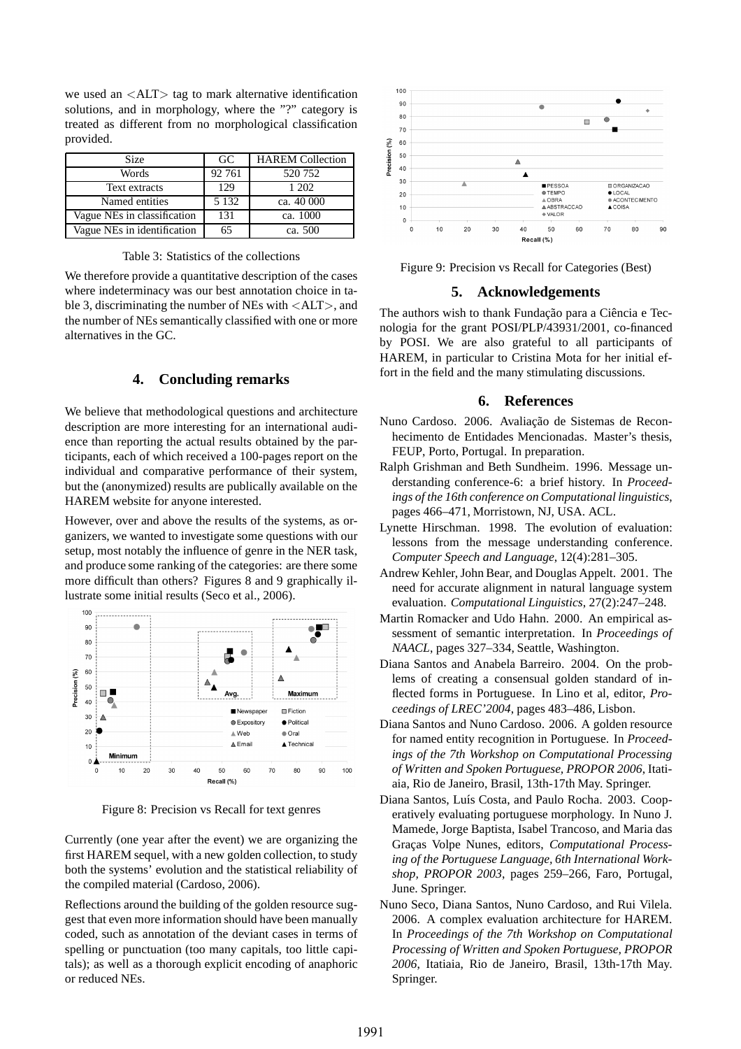we used an <ALT> tag to mark alternative identification solutions, and in morphology, where the "?" category is treated as different from no morphological classification provided.

| Size | GC | HAREM Collection |
|---|---|---|
| Words | 92 761 | 520 752 |
| Text extracts | 129 | 1 202 |
| Named entities | 5 132 | ca. 40 000 |
| Vague NEs in classification | 131 | ca. 1000 |
| Vague NEs in identification | 65 | ca. 500 |

Table 3: Statistics of the collections

We therefore provide a quantitative description of the cases where indeterminacy was our best annotation choice in table 3, discriminating the number of NEs with <ALT>, and the number of NEs semantically classified with one or more alternatives in the GC.

## 4. Concluding remarks

We believe that methodological questions and architecture description are more interesting for an international audience than reporting the actual results obtained by the participants, each of which received a 100-pages report on the individual and comparative performance of their system, but the (anonymized) results are publically available on the HAREM website for anyone interested.

However, over and above the results of the systems, as organizers, we wanted to investigate some questions with our setup, most notably the influence of genre in the NER task, and produce some ranking of the categories: are there some more difficult than others? Figures 8 and 9 graphically illustrate some initial results (Seco et al., 2006).

Precision (%)
Recall (%)
Minimum
Avg.
Maximum
Newspaper
Fiction
Expository
Political
Web
Oral
Email
Technical

Figure 8: Precision vs Recall for text genres

Currently (one year after the event) we are organizing the first HAREM sequel, with a new golden collection, to study both the systems' evolution and the statistical reliability of the compiled material (Cardoso, 2006).

Reflections around the building of the golden resource suggest that even more information should have been manually coded, such as annotation of the deviant cases in terms of spelling or punctuation (too many capitals, too little capitals); as well as a thorough explicit encoding of anaphoric or reduced NEs.

Precision (%)
Recall (%)
PESSOA
ORGANIZACAO
TEMPO
LOCAL
OBRA
ACONTECIMENTO
ABSTRACCAO
COISA
VALOR

Figure 9: Precision vs Recall for Categories (Best)

## 5. Acknowledgements

The authors wish to thank Fundação para a Ciência e Tecnologia for the grant POSI/PLP/43931/2001, co-financed by POSI. We are also grateful to all participants of HAREM, in particular to Cristina Mota for her initial effort in the field and the many stimulating discussions.

## 6. References

Nuno Cardoso. 2006. Avaliação de Sistemas de Reconhecimento de Entidades Mencionadas. Master's thesis, FEUP, Porto, Portugal. In preparation.

Ralph Grishman and Beth Sundheim. 1996. Message understanding conference-6: a brief history. In *Proceedings of the 16th conference on Computational linguistics*, pages 466–471, Morristown, NJ, USA. ACL.

Lynette Hirschman. 1998. The evolution of evaluation: lessons from the message understanding conference. *Computer Speech and Language*, 12(4):281–305.

Andrew Kehler, John Bear, and Douglas Appelt. 2001. The need for accurate alignment in natural language system evaluation. *Computational Linguistics*, 27(2):247–248.

Martin Romacker and Udo Hahn. 2000. An empirical assessment of semantic interpretation. In *Proceedings of NAACL*, pages 327–334, Seattle, Washington.

Diana Santos and Anabela Barreiro. 2004. On the problems of creating a consensual golden standard of inflected forms in Portuguese. In Lino et al, editor, *Proceedings of LREC'2004*, pages 483–486, Lisbon.

Diana Santos and Nuno Cardoso. 2006. A golden resource for named entity recognition in Portuguese. In *Proceedings of the 7th Workshop on Computational Processing of Written and Spoken Portuguese, PROPOR 2006*, Itatiaia, Rio de Janeiro, Brasil, 13th-17th May. Springer.

Diana Santos, Luís Costa, and Paulo Rocha. 2003. Cooperatively evaluating portuguese morphology. In Nuno J. Mamede, Jorge Baptista, Isabel Trancoso, and Maria das Graças Volpe Nunes, editors, *Computational Processing of the Portuguese Language, 6th International Workshop, PROPOR 2003*, pages 259–266, Faro, Portugal, June. Springer.

Nuno Seco, Diana Santos, Nuno Cardoso, and Rui Vilela. 2006. A complex evaluation architecture for HAREM. In *Proceedings of the 7th Workshop on Computational Processing of Written and Spoken Portuguese, PROPOR 2006*, Itatiaia, Rio de Janeiro, Brasil, 13th-17th May. Springer.